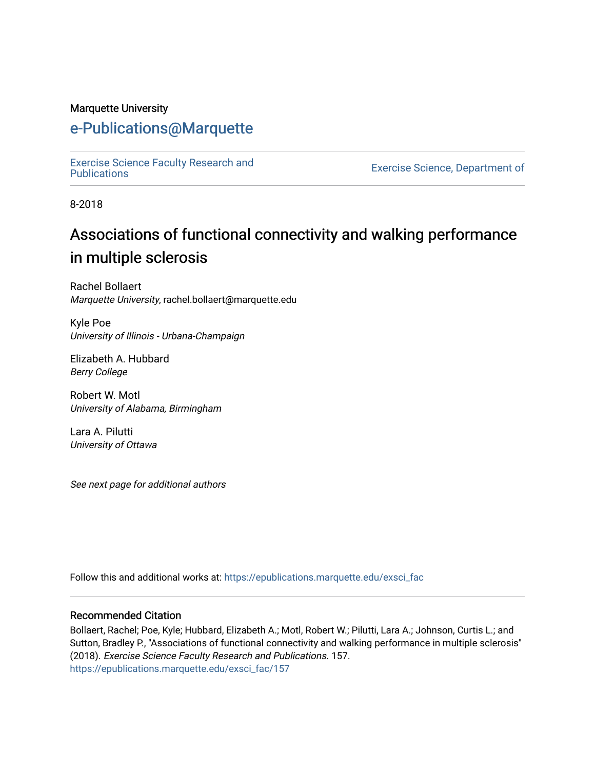Marquette University

# e-Publications@Marquette

Exercise Science Faculty Research and Publications

Exercise Science, Department of

8-2018

# Associations of functional connectivity and walking performance in multiple sclerosis

Rachel Bollaert
*Marquette University*, rachel.bollaert@marquette.edu

Kyle Poe
*University of Illinois - Urbana-Champaign*

Elizabeth A. Hubbard
*Berry College*

Robert W. Motl
*University of Alabama, Birmingham*

Lara A. Pilutti
*University of Ottawa*

*See next page for additional authors*

Follow this and additional works at: https://epublications.marquette.edu/exsci_fac

## Recommended Citation

Bollaert, Rachel; Poe, Kyle; Hubbard, Elizabeth A.; Motl, Robert W.; Pilutti, Lara A.; Johnson, Curtis L.; and Sutton, Bradley P., "Associations of functional connectivity and walking performance in multiple sclerosis" (2018). *Exercise Science Faculty Research and Publications*. 157.
https://epublications.marquette.edu/exsci_fac/157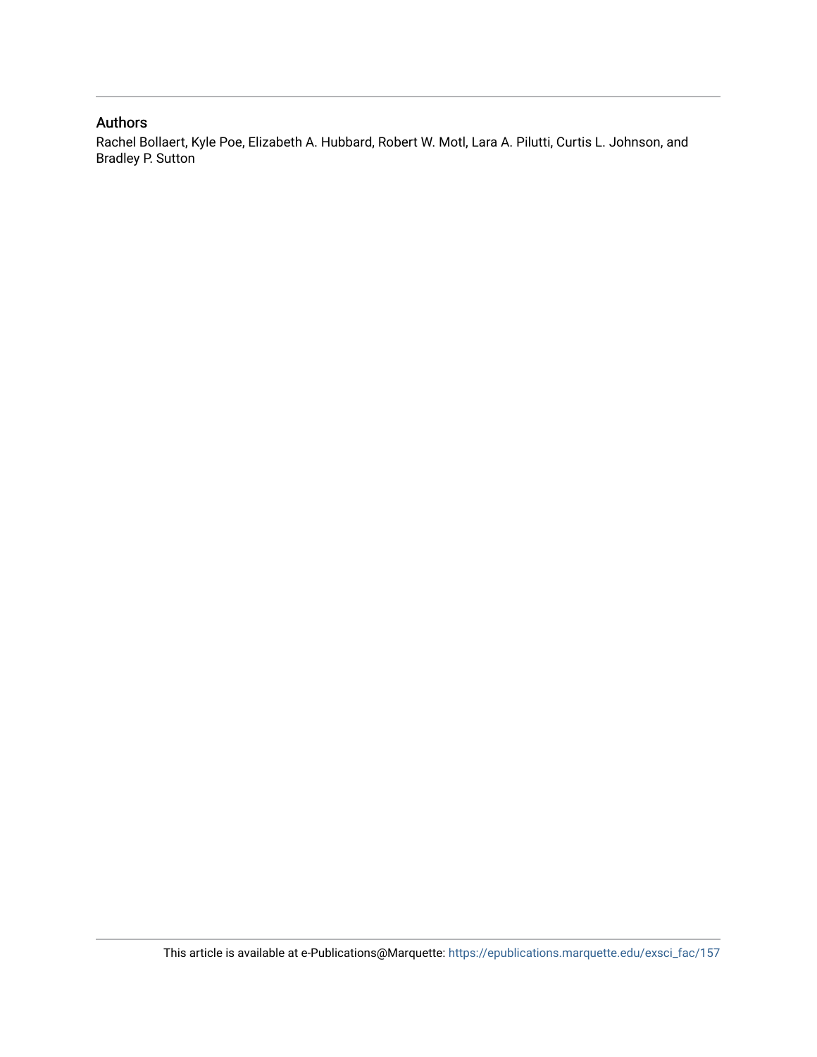## Authors

Rachel Bollaert, Kyle Poe, Elizabeth A. Hubbard, Robert W. Motl, Lara A. Pilutti, Curtis L. Johnson, and Bradley P. Sutton

This article is available at e-Publications@Marquette: https://epublications.marquette.edu/exsci_fac/157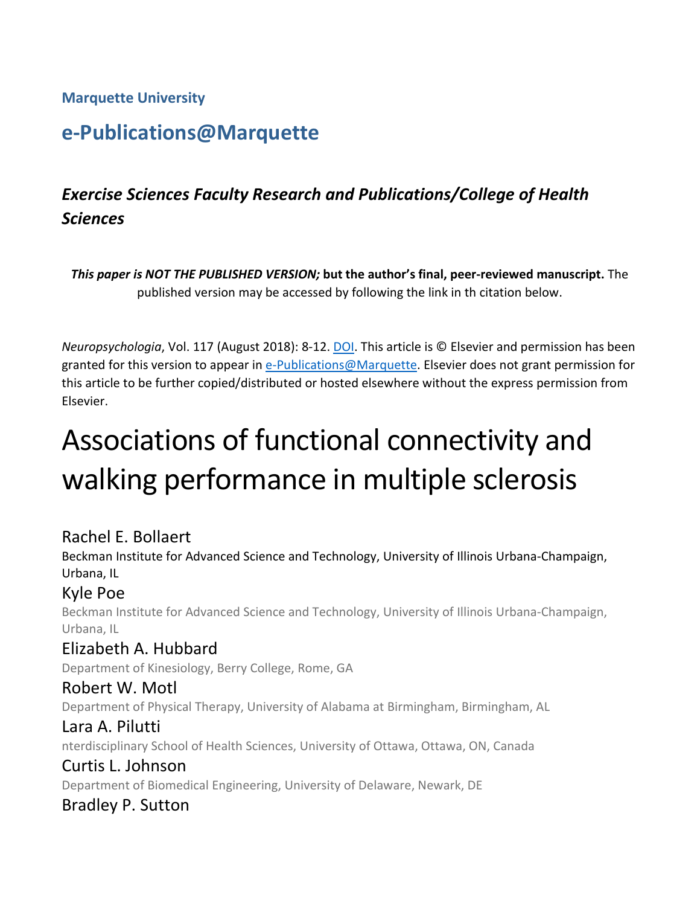**Marquette University**

## e-Publications@Marquette

### *Exercise Sciences Faculty Research and Publications/College of Health Sciences*

***This paper is NOT THE PUBLISHED VERSION;* but the author's final, peer-reviewed manuscript.** The published version may be accessed by following the link in th citation below.

*Neuropsychologia*, Vol. 117 (August 2018): 8-12. DOI. This article is © Elsevier and permission has been granted for this version to appear in e-Publications@Marquette. Elsevier does not grant permission for this article to be further copied/distributed or hosted elsewhere without the express permission from Elsevier.

# Associations of functional connectivity and walking performance in multiple sclerosis

Rachel E. Bollaert
Beckman Institute for Advanced Science and Technology, University of Illinois Urbana-Champaign, Urbana, IL

Kyle Poe
Beckman Institute for Advanced Science and Technology, University of Illinois Urbana-Champaign, Urbana, IL

Elizabeth A. Hubbard
Department of Kinesiology, Berry College, Rome, GA

Robert W. Motl
Department of Physical Therapy, University of Alabama at Birmingham, Birmingham, AL

Lara A. Pilutti
nterdisciplinary School of Health Sciences, University of Ottawa, Ottawa, ON, Canada

Curtis L. Johnson
Department of Biomedical Engineering, University of Delaware, Newark, DE

Bradley P. Sutton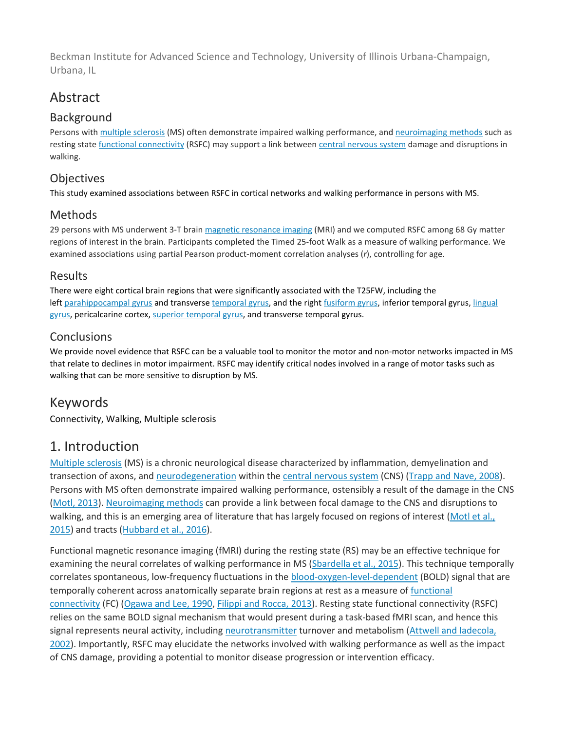Beckman Institute for Advanced Science and Technology, University of Illinois Urbana-Champaign, Urbana, IL

## Abstract

### Background

Persons with multiple sclerosis (MS) often demonstrate impaired walking performance, and neuroimaging methods such as resting state functional connectivity (RSFC) may support a link between central nervous system damage and disruptions in walking.

### Objectives

This study examined associations between RSFC in cortical networks and walking performance in persons with MS.

### Methods

29 persons with MS underwent 3-T brain magnetic resonance imaging (MRI) and we computed RSFC among 68 Gy matter regions of interest in the brain. Participants completed the Timed 25-foot Walk as a measure of walking performance. We examined associations using partial Pearson product-moment correlation analyses (*r*), controlling for age.

### Results

There were eight cortical brain regions that were significantly associated with the T25FW, including the left parahippocampal gyrus and transverse temporal gyrus, and the right fusiform gyrus, inferior temporal gyrus, lingual gyrus, pericalcarine cortex, superior temporal gyrus, and transverse temporal gyrus.

### Conclusions

We provide novel evidence that RSFC can be a valuable tool to monitor the motor and non-motor networks impacted in MS that relate to declines in motor impairment. RSFC may identify critical nodes involved in a range of motor tasks such as walking that can be more sensitive to disruption by MS.

## Keywords

Connectivity, Walking, Multiple sclerosis

## 1. Introduction

Multiple sclerosis (MS) is a chronic neurological disease characterized by inflammation, demyelination and transection of axons, and neurodegeneration within the central nervous system (CNS) (Trapp and Nave, 2008). Persons with MS often demonstrate impaired walking performance, ostensibly a result of the damage in the CNS (Motl, 2013). Neuroimaging methods can provide a link between focal damage to the CNS and disruptions to walking, and this is an emerging area of literature that has largely focused on regions of interest (Motl et al., 2015) and tracts (Hubbard et al., 2016).

Functional magnetic resonance imaging (fMRI) during the resting state (RS) may be an effective technique for examining the neural correlates of walking performance in MS (Sbardella et al., 2015). This technique temporally correlates spontaneous, low-frequency fluctuations in the blood-oxygen-level-dependent (BOLD) signal that are temporally coherent across anatomically separate brain regions at rest as a measure of functional connectivity (FC) (Ogawa and Lee, 1990, Filippi and Rocca, 2013). Resting state functional connectivity (RSFC) relies on the same BOLD signal mechanism that would present during a task-based fMRI scan, and hence this signal represents neural activity, including neurotransmitter turnover and metabolism (Attwell and Iadecola, 2002). Importantly, RSFC may elucidate the networks involved with walking performance as well as the impact of CNS damage, providing a potential to monitor disease progression or intervention efficacy.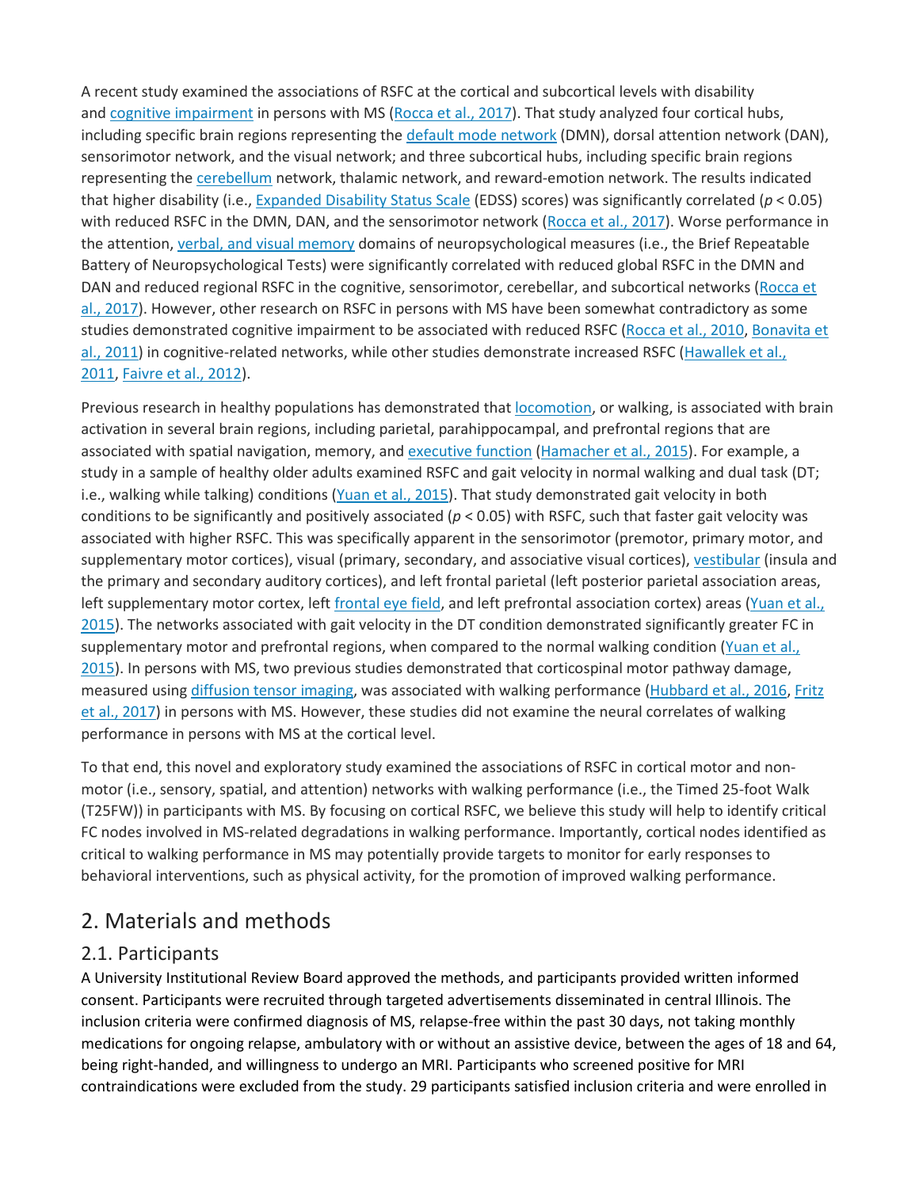A recent study examined the associations of RSFC at the cortical and subcortical levels with disability and cognitive impairment in persons with MS (Rocca et al., 2017). That study analyzed four cortical hubs, including specific brain regions representing the default mode network (DMN), dorsal attention network (DAN), sensorimotor network, and the visual network; and three subcortical hubs, including specific brain regions representing the cerebellum network, thalamic network, and reward-emotion network. The results indicated that higher disability (i.e., Expanded Disability Status Scale (EDSS) scores) was significantly correlated ($p < 0.05$) with reduced RSFC in the DMN, DAN, and the sensorimotor network (Rocca et al., 2017). Worse performance in the attention, verbal, and visual memory domains of neuropsychological measures (i.e., the Brief Repeatable Battery of Neuropsychological Tests) were significantly correlated with reduced global RSFC in the DMN and DAN and reduced regional RSFC in the cognitive, sensorimotor, cerebellar, and subcortical networks (Rocca et al., 2017). However, other research on RSFC in persons with MS have been somewhat contradictory as some studies demonstrated cognitive impairment to be associated with reduced RSFC (Rocca et al., 2010, Bonavita et al., 2011) in cognitive-related networks, while other studies demonstrate increased RSFC (Hawallek et al., 2011, Faivre et al., 2012).

Previous research in healthy populations has demonstrated that locomotion, or walking, is associated with brain activation in several brain regions, including parietal, parahippocampal, and prefrontal regions that are associated with spatial navigation, memory, and executive function (Hamacher et al., 2015). For example, a study in a sample of healthy older adults examined RSFC and gait velocity in normal walking and dual task (DT; i.e., walking while talking) conditions (Yuan et al., 2015). That study demonstrated gait velocity in both conditions to be significantly and positively associated ($p < 0.05$) with RSFC, such that faster gait velocity was associated with higher RSFC. This was specifically apparent in the sensorimotor (premotor, primary motor, and supplementary motor cortices), visual (primary, secondary, and associative visual cortices), vestibular (insula and the primary and secondary auditory cortices), and left frontal parietal (left posterior parietal association areas, left supplementary motor cortex, left frontal eye field, and left prefrontal association cortex) areas (Yuan et al., 2015). The networks associated with gait velocity in the DT condition demonstrated significantly greater FC in supplementary motor and prefrontal regions, when compared to the normal walking condition (Yuan et al., 2015). In persons with MS, two previous studies demonstrated that corticospinal motor pathway damage, measured using diffusion tensor imaging, was associated with walking performance (Hubbard et al., 2016, Fritz et al., 2017) in persons with MS. However, these studies did not examine the neural correlates of walking performance in persons with MS at the cortical level.

To that end, this novel and exploratory study examined the associations of RSFC in cortical motor and non-motor (i.e., sensory, spatial, and attention) networks with walking performance (i.e., the Timed 25-foot Walk (T25FW)) in participants with MS. By focusing on cortical RSFC, we believe this study will help to identify critical FC nodes involved in MS-related degradations in walking performance. Importantly, cortical nodes identified as critical to walking performance in MS may potentially provide targets to monitor for early responses to behavioral interventions, such as physical activity, for the promotion of improved walking performance.

## 2. Materials and methods

### 2.1. Participants

A University Institutional Review Board approved the methods, and participants provided written informed consent. Participants were recruited through targeted advertisements disseminated in central Illinois. The inclusion criteria were confirmed diagnosis of MS, relapse-free within the past 30 days, not taking monthly medications for ongoing relapse, ambulatory with or without an assistive device, between the ages of 18 and 64, being right-handed, and willingness to undergo an MRI. Participants who screened positive for MRI contraindications were excluded from the study. 29 participants satisfied inclusion criteria and were enrolled in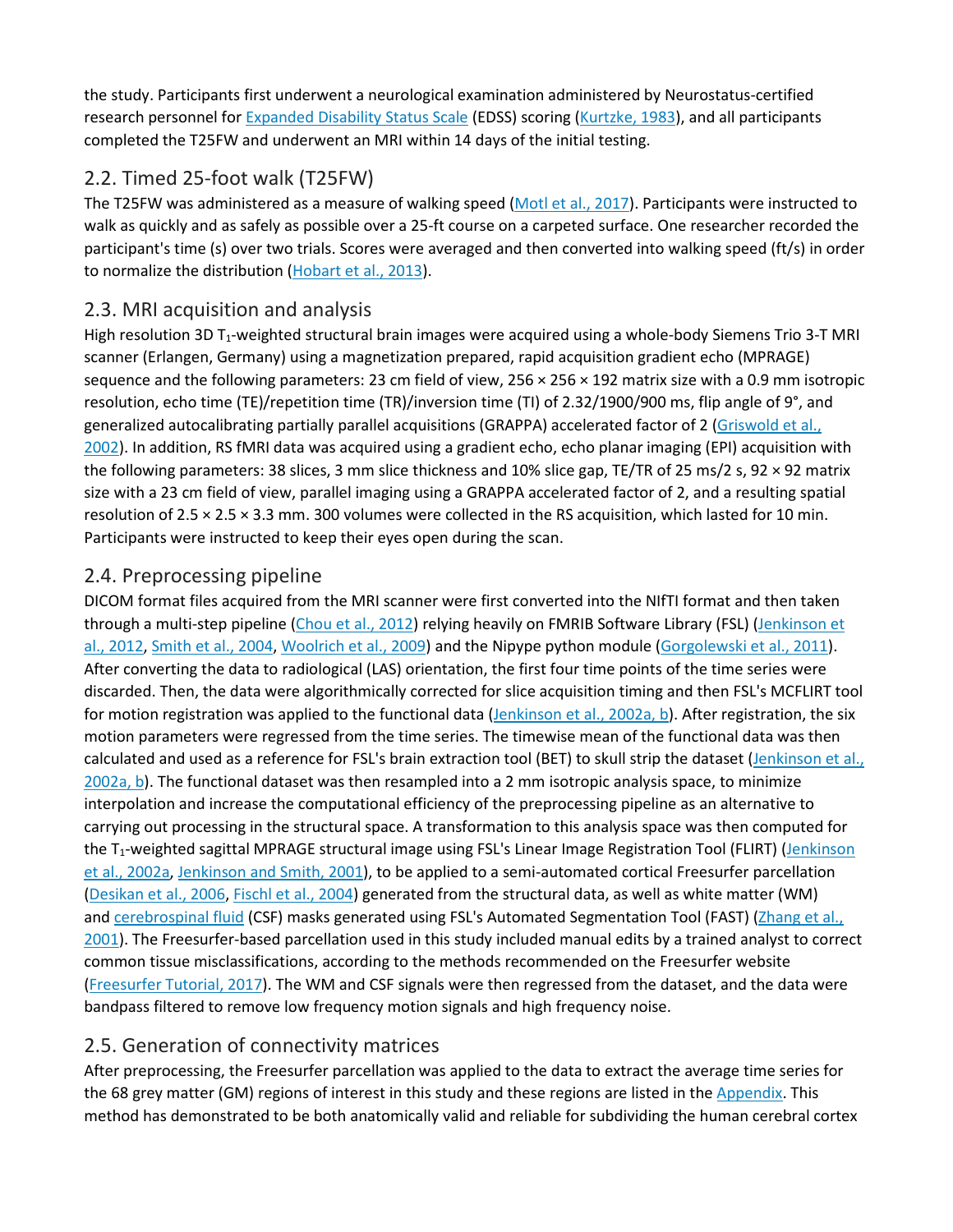the study. Participants first underwent a neurological examination administered by Neurostatus-certified research personnel for Expanded Disability Status Scale (EDSS) scoring (Kurtzke, 1983), and all participants completed the T25FW and underwent an MRI within 14 days of the initial testing.

## 2.2. Timed 25-foot walk (T25FW)

The T25FW was administered as a measure of walking speed (Motl et al., 2017). Participants were instructed to walk as quickly and as safely as possible over a 25-ft course on a carpeted surface. One researcher recorded the participant's time (s) over two trials. Scores were averaged and then converted into walking speed (ft/s) in order to normalize the distribution (Hobart et al., 2013).

## 2.3. MRI acquisition and analysis

High resolution 3D $T_1$-weighted structural brain images were acquired using a whole-body Siemens Trio 3-T MRI scanner (Erlangen, Germany) using a magnetization prepared, rapid acquisition gradient echo (MPRAGE) sequence and the following parameters: 23 cm field of view, 256 × 256 × 192 matrix size with a 0.9 mm isotropic resolution, echo time (TE)/repetition time (TR)/inversion time (TI) of 2.32/1900/900 ms, flip angle of 9°, and generalized autocalibrating partially parallel acquisitions (GRAPPA) accelerated factor of 2 (Griswold et al., 2002). In addition, RS fMRI data was acquired using a gradient echo, echo planar imaging (EPI) acquisition with the following parameters: 38 slices, 3 mm slice thickness and 10% slice gap, TE/TR of 25 ms/2 s, 92 × 92 matrix size with a 23 cm field of view, parallel imaging using a GRAPPA accelerated factor of 2, and a resulting spatial resolution of 2.5 × 2.5 × 3.3 mm. 300 volumes were collected in the RS acquisition, which lasted for 10 min. Participants were instructed to keep their eyes open during the scan.

## 2.4. Preprocessing pipeline

DICOM format files acquired from the MRI scanner were first converted into the NIfTI format and then taken through a multi-step pipeline (Chou et al., 2012) relying heavily on FMRIB Software Library (FSL) (Jenkinson et al., 2012, Smith et al., 2004, Woolrich et al., 2009) and the Nipype python module (Gorgolewski et al., 2011). After converting the data to radiological (LAS) orientation, the first four time points of the time series were discarded. Then, the data were algorithmically corrected for slice acquisition timing and then FSL's MCFLIRT tool for motion registration was applied to the functional data (Jenkinson et al., 2002a, b). After registration, the six motion parameters were regressed from the time series. The timewise mean of the functional data was then calculated and used as a reference for FSL's brain extraction tool (BET) to skull strip the dataset (Jenkinson et al., 2002a, b). The functional dataset was then resampled into a 2 mm isotropic analysis space, to minimize interpolation and increase the computational efficiency of the preprocessing pipeline as an alternative to carrying out processing in the structural space. A transformation to this analysis space was then computed for the $T_1$-weighted sagittal MPRAGE structural image using FSL's Linear Image Registration Tool (FLIRT) (Jenkinson et al., 2002a, Jenkinson and Smith, 2001), to be applied to a semi-automated cortical Freesurfer parcellation (Desikan et al., 2006, Fischl et al., 2004) generated from the structural data, as well as white matter (WM) and cerebrospinal fluid (CSF) masks generated using FSL's Automated Segmentation Tool (FAST) (Zhang et al., 2001). The Freesurfer-based parcellation used in this study included manual edits by a trained analyst to correct common tissue misclassifications, according to the methods recommended on the Freesurfer website (Freesurfer Tutorial, 2017). The WM and CSF signals were then regressed from the dataset, and the data were bandpass filtered to remove low frequency motion signals and high frequency noise.

## 2.5. Generation of connectivity matrices

After preprocessing, the Freesurfer parcellation was applied to the data to extract the average time series for the 68 grey matter (GM) regions of interest in this study and these regions are listed in the Appendix. This method has demonstrated to be both anatomically valid and reliable for subdividing the human cerebral cortex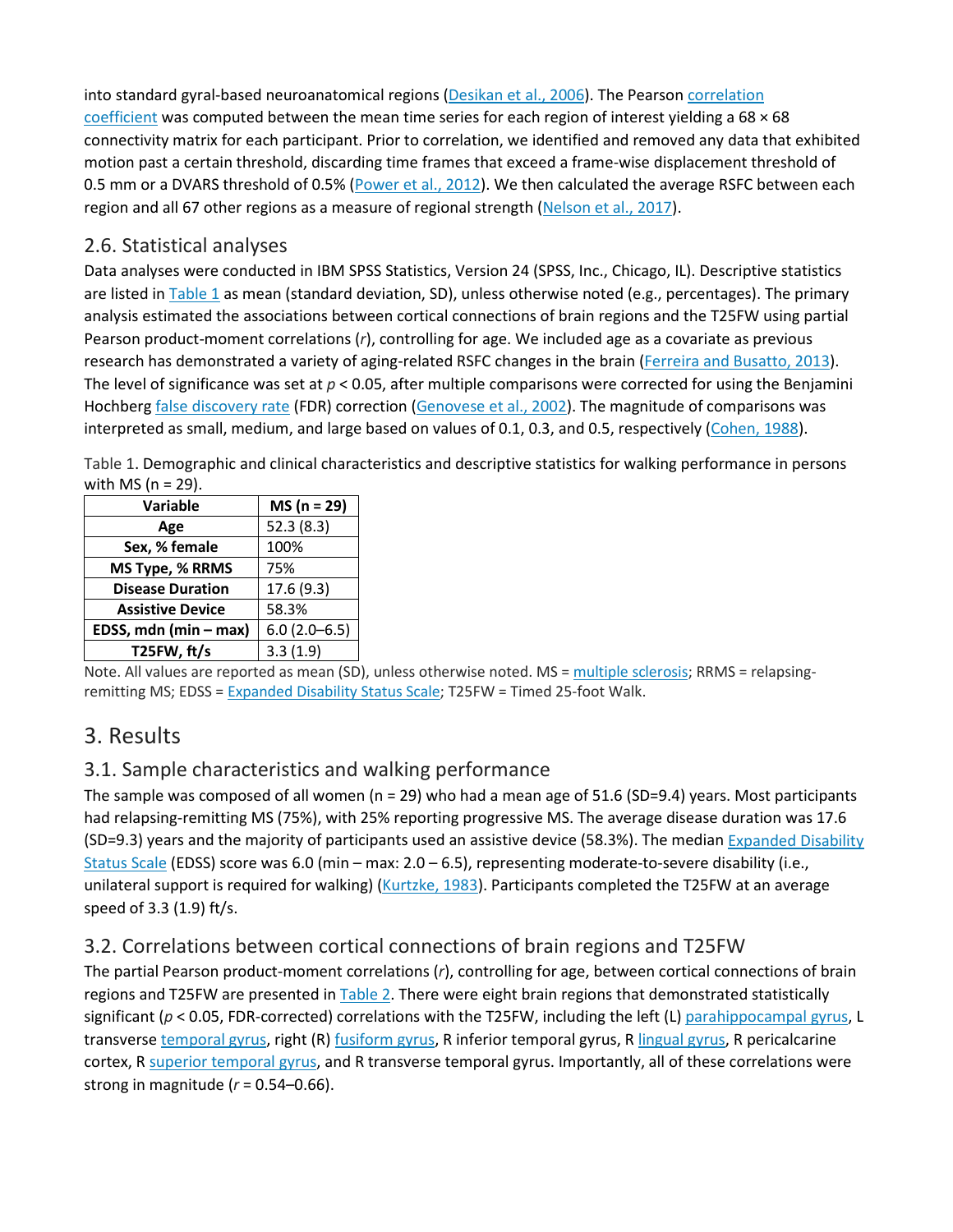into standard gyral-based neuroanatomical regions (Desikan et al., 2006). The Pearson correlation coefficient was computed between the mean time series for each region of interest yielding a 68 × 68 connectivity matrix for each participant. Prior to correlation, we identified and removed any data that exhibited motion past a certain threshold, discarding time frames that exceed a frame-wise displacement threshold of 0.5 mm or a DVARS threshold of 0.5% (Power et al., 2012). We then calculated the average RSFC between each region and all 67 other regions as a measure of regional strength (Nelson et al., 2017).

## 2.6. Statistical analyses

Data analyses were conducted in IBM SPSS Statistics, Version 24 (SPSS, Inc., Chicago, IL). Descriptive statistics are listed in Table 1 as mean (standard deviation, SD), unless otherwise noted (e.g., percentages). The primary analysis estimated the associations between cortical connections of brain regions and the T25FW using partial Pearson product-moment correlations (*r*), controlling for age. We included age as a covariate as previous research has demonstrated a variety of aging-related RSFC changes in the brain (Ferreira and Busatto, 2013). The level of significance was set at $p < 0.05$, after multiple comparisons were corrected for using the Benjamini Hochberg false discovery rate (FDR) correction (Genovese et al., 2002). The magnitude of comparisons was interpreted as small, medium, and large based on values of 0.1, 0.3, and 0.5, respectively (Cohen, 1988).

Table 1. Demographic and clinical characteristics and descriptive statistics for walking performance in persons with MS (n = 29).

| Variable | MS (n = 29) |
|---|---|
| **Age** | 52.3 (8.3) |
| **Sex, % female** | 100% |
| **MS Type, % RRMS** | 75% |
| **Disease Duration** | 17.6 (9.3) |
| **Assistive Device** | 58.3% |
| **EDSS, mdn (min – max)** | 6.0 (2.0–6.5) |
| **T25FW, ft/s** | 3.3 (1.9) |

Note. All values are reported as mean (SD), unless otherwise noted. MS = multiple sclerosis; RRMS = relapsing-remitting MS; EDSS = Expanded Disability Status Scale; T25FW = Timed 25-foot Walk.

# 3. Results

## 3.1. Sample characteristics and walking performance

The sample was composed of all women (n = 29) who had a mean age of 51.6 (SD=9.4) years. Most participants had relapsing-remitting MS (75%), with 25% reporting progressive MS. The average disease duration was 17.6 (SD=9.3) years and the majority of participants used an assistive device (58.3%). The median Expanded Disability Status Scale (EDSS) score was 6.0 (min – max: 2.0 – 6.5), representing moderate-to-severe disability (i.e., unilateral support is required for walking) (Kurtzke, 1983). Participants completed the T25FW at an average speed of 3.3 (1.9) ft/s.

## 3.2. Correlations between cortical connections of brain regions and T25FW

The partial Pearson product-moment correlations (*r*), controlling for age, between cortical connections of brain regions and T25FW are presented in Table 2. There were eight brain regions that demonstrated statistically significant ($p < 0.05$, FDR-corrected) correlations with the T25FW, including the left (L) parahippocampal gyrus, L transverse temporal gyrus, right (R) fusiform gyrus, R inferior temporal gyrus, R lingual gyrus, R pericalcarine cortex, R superior temporal gyrus, and R transverse temporal gyrus. Importantly, all of these correlations were strong in magnitude ($r = 0.54$–$0.66$).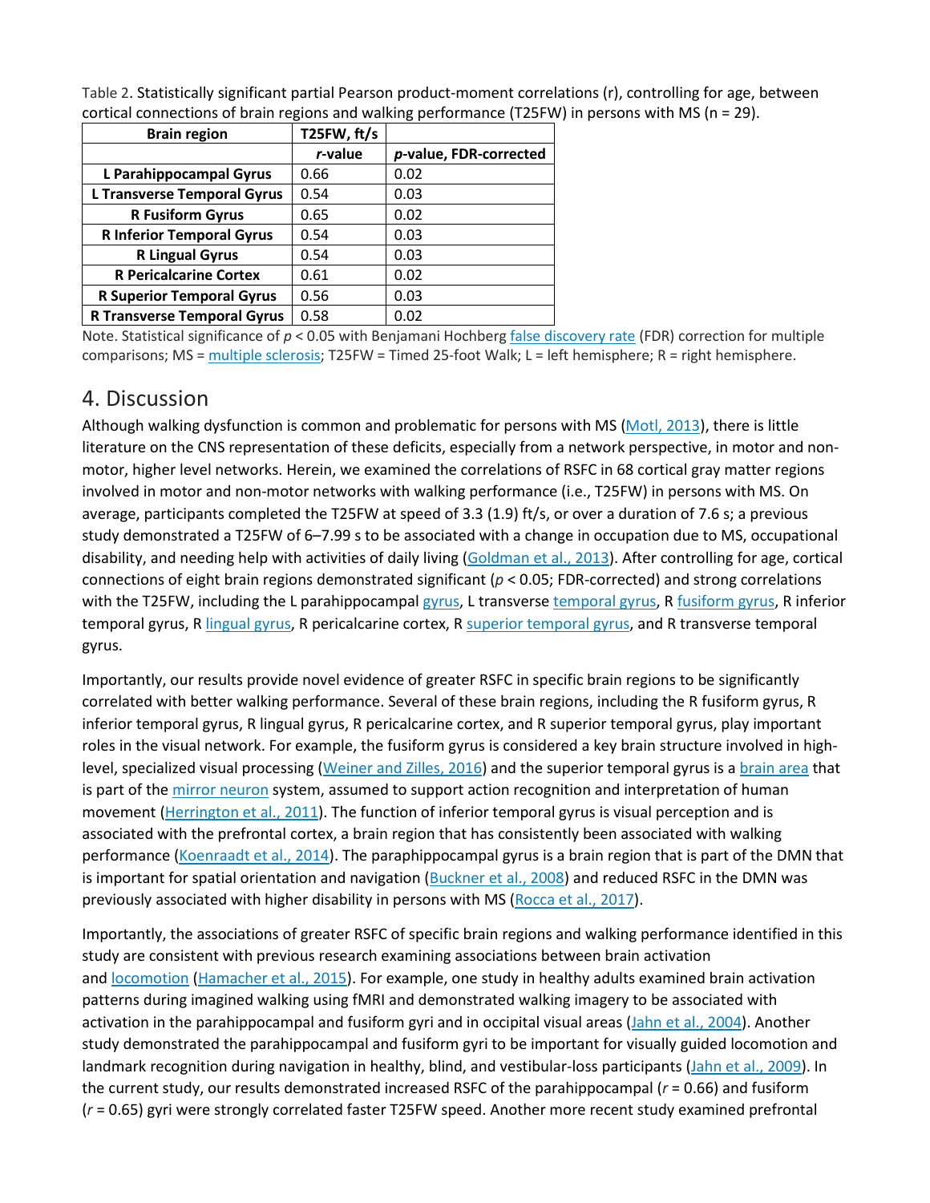Table 2. Statistically significant partial Pearson product-moment correlations (r), controlling for age, between cortical connections of brain regions and walking performance (T25FW) in persons with MS (n = 29).

| Brain region | T25FW, ft/s | |
|---|---|---|
| | *r*-value | *p*-value, FDR-corrected |
| L Parahippocampal Gyrus | 0.66 | 0.02 |
| L Transverse Temporal Gyrus | 0.54 | 0.03 |
| R Fusiform Gyrus | 0.65 | 0.02 |
| R Inferior Temporal Gyrus | 0.54 | 0.03 |
| R Lingual Gyrus | 0.54 | 0.03 |
| R Pericalcarine Cortex | 0.61 | 0.02 |
| R Superior Temporal Gyrus | 0.56 | 0.03 |
| R Transverse Temporal Gyrus | 0.58 | 0.02 |

Note. Statistical significance of $p < 0.05$ with Benjamani Hochberg false discovery rate (FDR) correction for multiple comparisons; MS = multiple sclerosis; T25FW = Timed 25-foot Walk; L = left hemisphere; R = right hemisphere.

## 4. Discussion

Although walking dysfunction is common and problematic for persons with MS (Motl, 2013), there is little literature on the CNS representation of these deficits, especially from a network perspective, in motor and non-motor, higher level networks. Herein, we examined the correlations of RSFC in 68 cortical gray matter regions involved in motor and non-motor networks with walking performance (i.e., T25FW) in persons with MS. On average, participants completed the T25FW at speed of 3.3 (1.9) ft/s, or over a duration of 7.6 s; a previous study demonstrated a T25FW of 6–7.99 s to be associated with a change in occupation due to MS, occupational disability, and needing help with activities of daily living (Goldman et al., 2013). After controlling for age, cortical connections of eight brain regions demonstrated significant ($p < 0.05$; FDR-corrected) and strong correlations with the T25FW, including the L parahippocampal gyrus, L transverse temporal gyrus, R fusiform gyrus, R inferior temporal gyrus, R lingual gyrus, R pericalcarine cortex, R superior temporal gyrus, and R transverse temporal gyrus.

Importantly, our results provide novel evidence of greater RSFC in specific brain regions to be significantly correlated with better walking performance. Several of these brain regions, including the R fusiform gyrus, R inferior temporal gyrus, R lingual gyrus, R pericalcarine cortex, and R superior temporal gyrus, play important roles in the visual network. For example, the fusiform gyrus is considered a key brain structure involved in high-level, specialized visual processing (Weiner and Zilles, 2016) and the superior temporal gyrus is a brain area that is part of the mirror neuron system, assumed to support action recognition and interpretation of human movement (Herrington et al., 2011). The function of inferior temporal gyrus is visual perception and is associated with the prefrontal cortex, a brain region that has consistently been associated with walking performance (Koenraadt et al., 2014). The paraphippocampal gyrus is a brain region that is part of the DMN that is important for spatial orientation and navigation (Buckner et al., 2008) and reduced RSFC in the DMN was previously associated with higher disability in persons with MS (Rocca et al., 2017).

Importantly, the associations of greater RSFC of specific brain regions and walking performance identified in this study are consistent with previous research examining associations between brain activation and locomotion (Hamacher et al., 2015). For example, one study in healthy adults examined brain activation patterns during imagined walking using fMRI and demonstrated walking imagery to be associated with activation in the parahippocampal and fusiform gyri and in occipital visual areas (Jahn et al., 2004). Another study demonstrated the parahippocampal and fusiform gyri to be important for visually guided locomotion and landmark recognition during navigation in healthy, blind, and vestibular-loss participants (Jahn et al., 2009). In the current study, our results demonstrated increased RSFC of the parahippocampal ($r = 0.66$) and fusiform ($r = 0.65$) gyri were strongly correlated faster T25FW speed. Another more recent study examined prefrontal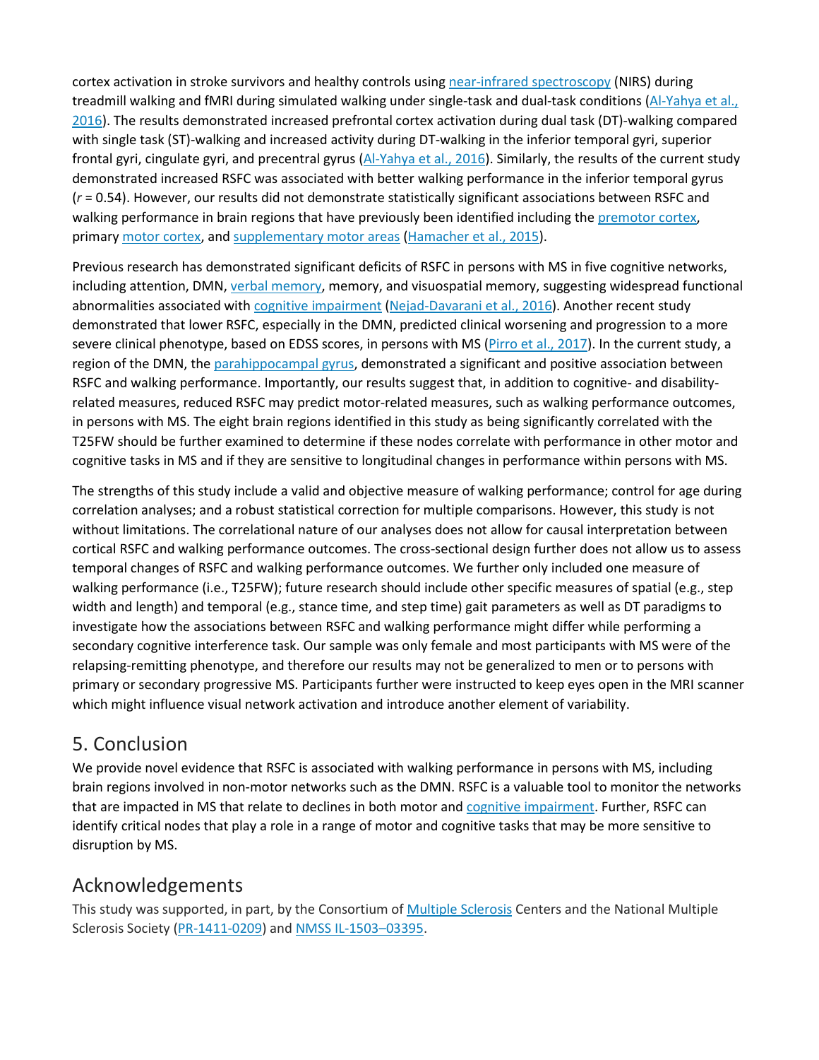cortex activation in stroke survivors and healthy controls using near-infrared spectroscopy (NIRS) during treadmill walking and fMRI during simulated walking under single-task and dual-task conditions (Al-Yahya et al., 2016). The results demonstrated increased prefrontal cortex activation during dual task (DT)-walking compared with single task (ST)-walking and increased activity during DT-walking in the inferior temporal gyri, superior frontal gyri, cingulate gyri, and precentral gyrus (Al-Yahya et al., 2016). Similarly, the results of the current study demonstrated increased RSFC was associated with better walking performance in the inferior temporal gyrus ($r = 0.54$). However, our results did not demonstrate statistically significant associations between RSFC and walking performance in brain regions that have previously been identified including the premotor cortex, primary motor cortex, and supplementary motor areas (Hamacher et al., 2015).

Previous research has demonstrated significant deficits of RSFC in persons with MS in five cognitive networks, including attention, DMN, verbal memory, memory, and visuospatial memory, suggesting widespread functional abnormalities associated with cognitive impairment (Nejad-Davarani et al., 2016). Another recent study demonstrated that lower RSFC, especially in the DMN, predicted clinical worsening and progression to a more severe clinical phenotype, based on EDSS scores, in persons with MS (Pirro et al., 2017). In the current study, a region of the DMN, the parahippocampal gyrus, demonstrated a significant and positive association between RSFC and walking performance. Importantly, our results suggest that, in addition to cognitive- and disability-related measures, reduced RSFC may predict motor-related measures, such as walking performance outcomes, in persons with MS. The eight brain regions identified in this study as being significantly correlated with the T25FW should be further examined to determine if these nodes correlate with performance in other motor and cognitive tasks in MS and if they are sensitive to longitudinal changes in performance within persons with MS.

The strengths of this study include a valid and objective measure of walking performance; control for age during correlation analyses; and a robust statistical correction for multiple comparisons. However, this study is not without limitations. The correlational nature of our analyses does not allow for causal interpretation between cortical RSFC and walking performance outcomes. The cross-sectional design further does not allow us to assess temporal changes of RSFC and walking performance outcomes. We further only included one measure of walking performance (i.e., T25FW); future research should include other specific measures of spatial (e.g., step width and length) and temporal (e.g., stance time, and step time) gait parameters as well as DT paradigms to investigate how the associations between RSFC and walking performance might differ while performing a secondary cognitive interference task. Our sample was only female and most participants with MS were of the relapsing-remitting phenotype, and therefore our results may not be generalized to men or to persons with primary or secondary progressive MS. Participants further were instructed to keep eyes open in the MRI scanner which might influence visual network activation and introduce another element of variability.

## 5. Conclusion

We provide novel evidence that RSFC is associated with walking performance in persons with MS, including brain regions involved in non-motor networks such as the DMN. RSFC is a valuable tool to monitor the networks that are impacted in MS that relate to declines in both motor and cognitive impairment. Further, RSFC can identify critical nodes that play a role in a range of motor and cognitive tasks that may be more sensitive to disruption by MS.

## Acknowledgements

This study was supported, in part, by the Consortium of Multiple Sclerosis Centers and the National Multiple Sclerosis Society (PR-1411-0209) and NMSS IL-1503–03395.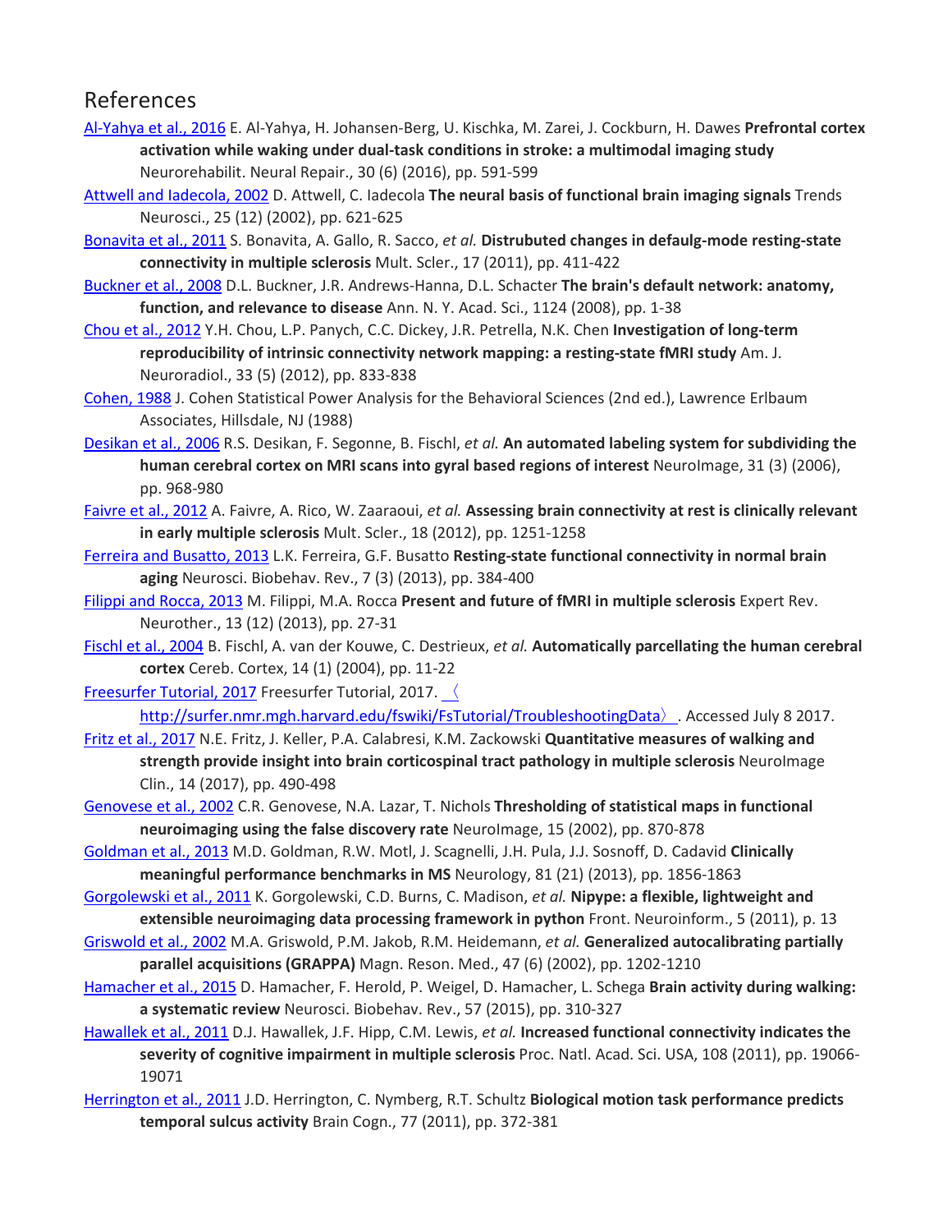# References

Al-Yahya et al., 2016 E. Al-Yahya, H. Johansen-Berg, U. Kischka, M. Zarei, J. Cockburn, H. Dawes **Prefrontal cortex activation while waking under dual-task conditions in stroke: a multimodal imaging study** Neurorehabilit. Neural Repair., 30 (6) (2016), pp. 591-599

Attwell and Iadecola, 2002 D. Attwell, C. Iadecola **The neural basis of functional brain imaging signals** Trends Neurosci., 25 (12) (2002), pp. 621-625

Bonavita et al., 2011 S. Bonavita, A. Gallo, R. Sacco, *et al.* **Distrubuted changes in defaulg-mode resting-state connectivity in multiple sclerosis** Mult. Scler., 17 (2011), pp. 411-422

Buckner et al., 2008 D.L. Buckner, J.R. Andrews-Hanna, D.L. Schacter **The brain's default network: anatomy, function, and relevance to disease** Ann. N. Y. Acad. Sci., 1124 (2008), pp. 1-38

Chou et al., 2012 Y.H. Chou, L.P. Panych, C.C. Dickey, J.R. Petrella, N.K. Chen **Investigation of long-term reproducibility of intrinsic connectivity network mapping: a resting-state fMRI study** Am. J. Neuroradiol., 33 (5) (2012), pp. 833-838

Cohen, 1988 J. Cohen Statistical Power Analysis for the Behavioral Sciences (2nd ed.), Lawrence Erlbaum Associates, Hillsdale, NJ (1988)

Desikan et al., 2006 R.S. Desikan, F. Segonne, B. Fischl, *et al.* **An automated labeling system for subdividing the human cerebral cortex on MRI scans into gyral based regions of interest** NeuroImage, 31 (3) (2006), pp. 968-980

Faivre et al., 2012 A. Faivre, A. Rico, W. Zaaraoui, *et al.* **Assessing brain connectivity at rest is clinically relevant in early multiple sclerosis** Mult. Scler., 18 (2012), pp. 1251-1258

Ferreira and Busatto, 2013 L.K. Ferreira, G.F. Busatto **Resting-state functional connectivity in normal brain aging** Neurosci. Biobehav. Rev., 7 (3) (2013), pp. 384-400

Filippi and Rocca, 2013 M. Filippi, M.A. Rocca **Present and future of fMRI in multiple sclerosis** Expert Rev. Neurother., 13 (12) (2013), pp. 27-31

Fischl et al., 2004 B. Fischl, A. van der Kouwe, C. Destrieux, *et al.* **Automatically parcellating the human cerebral cortex** Cereb. Cortex, 14 (1) (2004), pp. 11-22

Freesurfer Tutorial, 2017 Freesurfer Tutorial, 2017. 〈http://surfer.nmr.mgh.harvard.edu/fswiki/FsTutorial/TroubleshootingData〉. Accessed July 8 2017.

Fritz et al., 2017 N.E. Fritz, J. Keller, P.A. Calabresi, K.M. Zackowski **Quantitative measures of walking and strength provide insight into brain corticospinal tract pathology in multiple sclerosis** NeuroImage Clin., 14 (2017), pp. 490-498

Genovese et al., 2002 C.R. Genovese, N.A. Lazar, T. Nichols **Thresholding of statistical maps in functional neuroimaging using the false discovery rate** NeuroImage, 15 (2002), pp. 870-878

Goldman et al., 2013 M.D. Goldman, R.W. Motl, J. Scagnelli, J.H. Pula, J.J. Sosnoff, D. Cadavid **Clinically meaningful performance benchmarks in MS** Neurology, 81 (21) (2013), pp. 1856-1863

Gorgolewski et al., 2011 K. Gorgolewski, C.D. Burns, C. Madison, *et al.* **Nipype: a flexible, lightweight and extensible neuroimaging data processing framework in python** Front. Neuroinform., 5 (2011), p. 13

Griswold et al., 2002 M.A. Griswold, P.M. Jakob, R.M. Heidemann, *et al.* **Generalized autocalibrating partially parallel acquisitions (GRAPPA)** Magn. Reson. Med., 47 (6) (2002), pp. 1202-1210

Hamacher et al., 2015 D. Hamacher, F. Herold, P. Weigel, D. Hamacher, L. Schega **Brain activity during walking: a systematic review** Neurosci. Biobehav. Rev., 57 (2015), pp. 310-327

Hawallek et al., 2011 D.J. Hawallek, J.F. Hipp, C.M. Lewis, *et al.* **Increased functional connectivity indicates the severity of cognitive impairment in multiple sclerosis** Proc. Natl. Acad. Sci. USA, 108 (2011), pp. 19066-19071

Herrington et al., 2011 J.D. Herrington, C. Nymberg, R.T. Schultz **Biological motion task performance predicts temporal sulcus activity** Brain Cogn., 77 (2011), pp. 372-381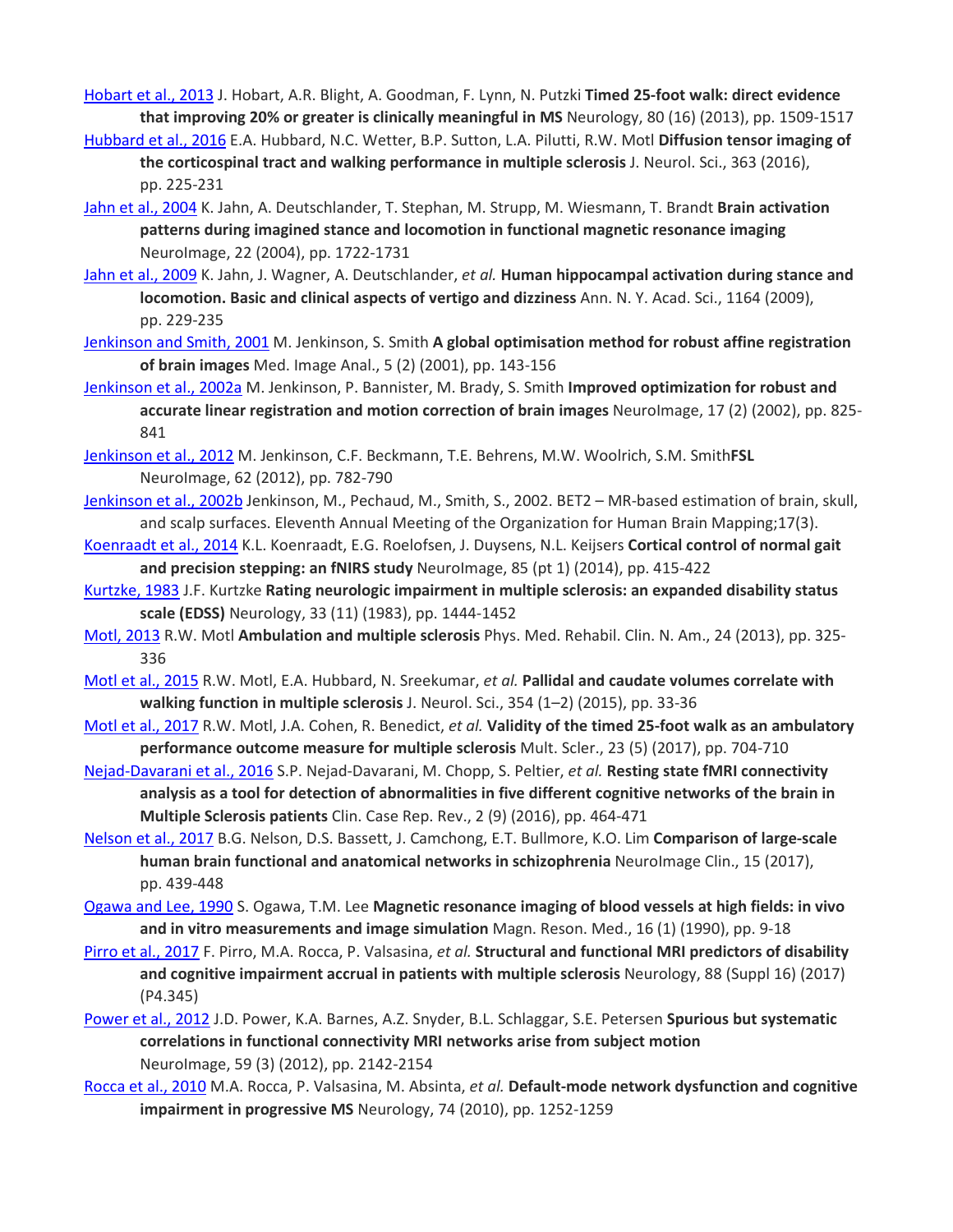Hobart et al., 2013 J. Hobart, A.R. Blight, A. Goodman, F. Lynn, N. Putzki **Timed 25-foot walk: direct evidence that improving 20% or greater is clinically meaningful in MS** Neurology, 80 (16) (2013), pp. 1509-1517

Hubbard et al., 2016 E.A. Hubbard, N.C. Wetter, B.P. Sutton, L.A. Pilutti, R.W. Motl **Diffusion tensor imaging of the corticospinal tract and walking performance in multiple sclerosis** J. Neurol. Sci., 363 (2016), pp. 225-231

Jahn et al., 2004 K. Jahn, A. Deutschlander, T. Stephan, M. Strupp, M. Wiesmann, T. Brandt **Brain activation patterns during imagined stance and locomotion in functional magnetic resonance imaging** NeuroImage, 22 (2004), pp. 1722-1731

Jahn et al., 2009 K. Jahn, J. Wagner, A. Deutschlander, *et al.* **Human hippocampal activation during stance and locomotion. Basic and clinical aspects of vertigo and dizziness** Ann. N. Y. Acad. Sci., 1164 (2009), pp. 229-235

Jenkinson and Smith, 2001 M. Jenkinson, S. Smith **A global optimisation method for robust affine registration of brain images** Med. Image Anal., 5 (2) (2001), pp. 143-156

Jenkinson et al., 2002a M. Jenkinson, P. Bannister, M. Brady, S. Smith **Improved optimization for robust and accurate linear registration and motion correction of brain images** NeuroImage, 17 (2) (2002), pp. 825-841

Jenkinson et al., 2012 M. Jenkinson, C.F. Beckmann, T.E. Behrens, M.W. Woolrich, S.M. Smith**FSL** NeuroImage, 62 (2012), pp. 782-790

Jenkinson et al., 2002b Jenkinson, M., Pechaud, M., Smith, S., 2002. BET2 – MR-based estimation of brain, skull, and scalp surfaces. Eleventh Annual Meeting of the Organization for Human Brain Mapping;17(3).

Koenraadt et al., 2014 K.L. Koenraadt, E.G. Roelofsen, J. Duysens, N.L. Keijsers **Cortical control of normal gait and precision stepping: an fNIRS study** NeuroImage, 85 (pt 1) (2014), pp. 415-422

Kurtzke, 1983 J.F. Kurtzke **Rating neurologic impairment in multiple sclerosis: an expanded disability status scale (EDSS)** Neurology, 33 (11) (1983), pp. 1444-1452

Motl, 2013 R.W. Motl **Ambulation and multiple sclerosis** Phys. Med. Rehabil. Clin. N. Am., 24 (2013), pp. 325-336

Motl et al., 2015 R.W. Motl, E.A. Hubbard, N. Sreekumar, *et al.* **Pallidal and caudate volumes correlate with walking function in multiple sclerosis** J. Neurol. Sci., 354 (1–2) (2015), pp. 33-36

Motl et al., 2017 R.W. Motl, J.A. Cohen, R. Benedict, *et al.* **Validity of the timed 25-foot walk as an ambulatory performance outcome measure for multiple sclerosis** Mult. Scler., 23 (5) (2017), pp. 704-710

Nejad-Davarani et al., 2016 S.P. Nejad-Davarani, M. Chopp, S. Peltier, *et al.* **Resting state fMRI connectivity analysis as a tool for detection of abnormalities in five different cognitive networks of the brain in Multiple Sclerosis patients** Clin. Case Rep. Rev., 2 (9) (2016), pp. 464-471

Nelson et al., 2017 B.G. Nelson, D.S. Bassett, J. Camchong, E.T. Bullmore, K.O. Lim **Comparison of large-scale human brain functional and anatomical networks in schizophrenia** NeuroImage Clin., 15 (2017), pp. 439-448

Ogawa and Lee, 1990 S. Ogawa, T.M. Lee **Magnetic resonance imaging of blood vessels at high fields: in vivo and in vitro measurements and image simulation** Magn. Reson. Med., 16 (1) (1990), pp. 9-18

Pirro et al., 2017 F. Pirro, M.A. Rocca, P. Valsasina, *et al.* **Structural and functional MRI predictors of disability and cognitive impairment accrual in patients with multiple sclerosis** Neurology, 88 (Suppl 16) (2017) (P4.345)

Power et al., 2012 J.D. Power, K.A. Barnes, A.Z. Snyder, B.L. Schlaggar, S.E. Petersen **Spurious but systematic correlations in functional connectivity MRI networks arise from subject motion** NeuroImage, 59 (3) (2012), pp. 2142-2154

Rocca et al., 2010 M.A. Rocca, P. Valsasina, M. Absinta, *et al.* **Default-mode network dysfunction and cognitive impairment in progressive MS** Neurology, 74 (2010), pp. 1252-1259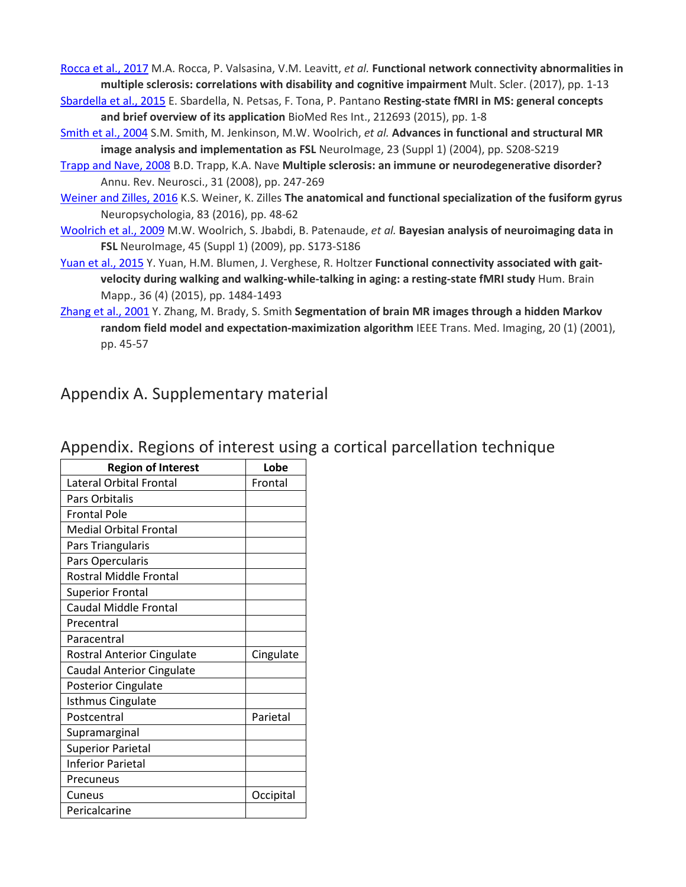Rocca et al., 2017 M.A. Rocca, P. Valsasina, V.M. Leavitt, *et al.* **Functional network connectivity abnormalities in multiple sclerosis: correlations with disability and cognitive impairment** Mult. Scler. (2017), pp. 1-13

Sbardella et al., 2015 E. Sbardella, N. Petsas, F. Tona, P. Pantano **Resting-state fMRI in MS: general concepts and brief overview of its application** BioMed Res Int., 212693 (2015), pp. 1-8

Smith et al., 2004 S.M. Smith, M. Jenkinson, M.W. Woolrich, *et al.* **Advances in functional and structural MR image analysis and implementation as FSL** NeuroImage, 23 (Suppl 1) (2004), pp. S208-S219

Trapp and Nave, 2008 B.D. Trapp, K.A. Nave **Multiple sclerosis: an immune or neurodegenerative disorder?** Annu. Rev. Neurosci., 31 (2008), pp. 247-269

Weiner and Zilles, 2016 K.S. Weiner, K. Zilles **The anatomical and functional specialization of the fusiform gyrus** Neuropsychologia, 83 (2016), pp. 48-62

Woolrich et al., 2009 M.W. Woolrich, S. Jbabdi, B. Patenaude, *et al.* **Bayesian analysis of neuroimaging data in FSL** NeuroImage, 45 (Suppl 1) (2009), pp. S173-S186

Yuan et al., 2015 Y. Yuan, H.M. Blumen, J. Verghese, R. Holtzer **Functional connectivity associated with gait-velocity during walking and walking-while-talking in aging: a resting-state fMRI study** Hum. Brain Mapp., 36 (4) (2015), pp. 1484-1493

Zhang et al., 2001 Y. Zhang, M. Brady, S. Smith **Segmentation of brain MR images through a hidden Markov random field model and expectation-maximization algorithm** IEEE Trans. Med. Imaging, 20 (1) (2001), pp. 45-57

## Appendix A. Supplementary material

## Appendix. Regions of interest using a cortical parcellation technique

| Region of Interest | Lobe |
|---|---|
| Lateral Orbital Frontal | Frontal |
| Pars Orbitalis | |
| Frontal Pole | |
| Medial Orbital Frontal | |
| Pars Triangularis | |
| Pars Opercularis | |
| Rostral Middle Frontal | |
| Superior Frontal | |
| Caudal Middle Frontal | |
| Precentral | |
| Paracentral | |
| Rostral Anterior Cingulate | Cingulate |
| Caudal Anterior Cingulate | |
| Posterior Cingulate | |
| Isthmus Cingulate | |
| Postcentral | Parietal |
| Supramarginal | |
| Superior Parietal | |
| Inferior Parietal | |
| Precuneus | |
| Cuneus | Occipital |
| Pericalcarine | |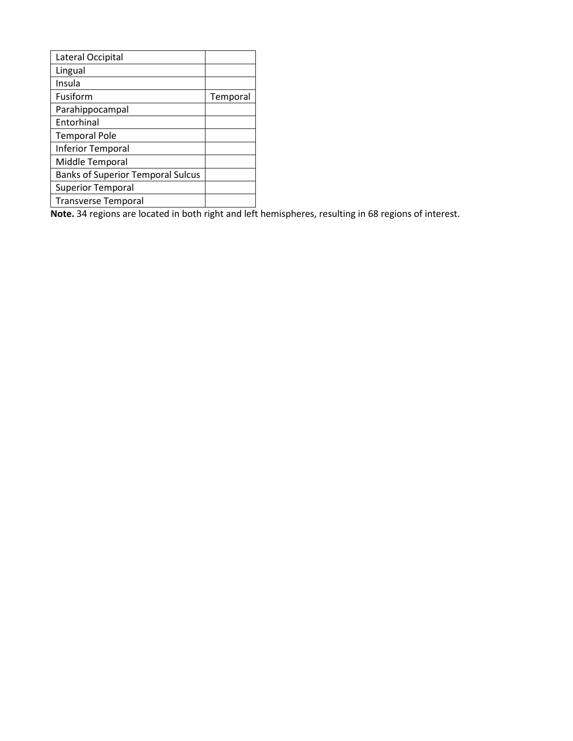| | |
|---|---|
| Lateral Occipital | |
| Lingual | |
| Insula | |
| Fusiform | Temporal |
| Parahippocampal | |
| Entorhinal | |
| Temporal Pole | |
| Inferior Temporal | |
| Middle Temporal | |
| Banks of Superior Temporal Sulcus | |
| Superior Temporal | |
| Transverse Temporal | |

**Note.** 34 regions are located in both right and left hemispheres, resulting in 68 regions of interest.